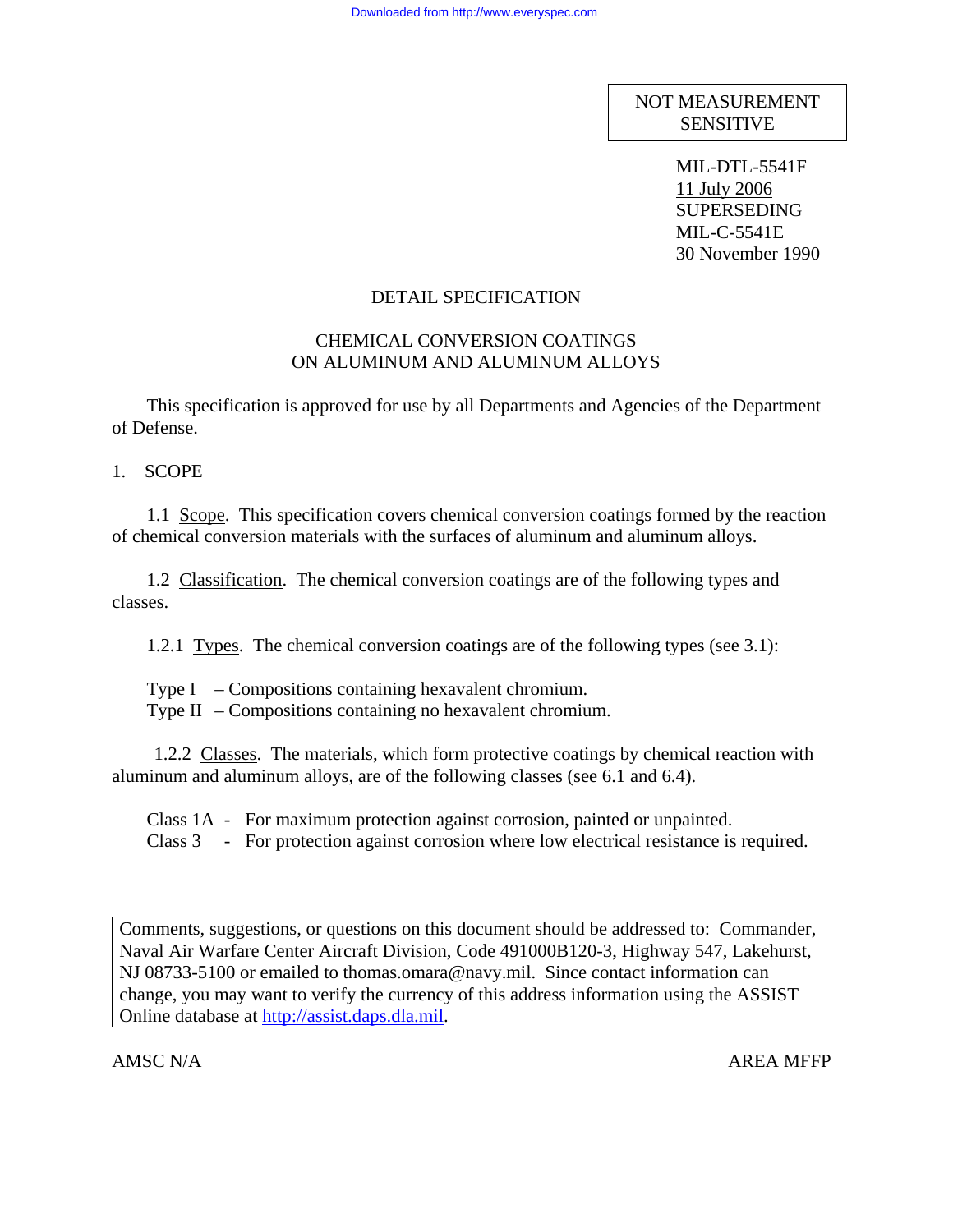NOT MEASUREMENT SENSITIVE

MIL-DTL-5541F
11 July 2006
SUPERSEDING
MIL-C-5541E
30 November 1990

# DETAIL SPECIFICATION

## CHEMICAL CONVERSION COATINGS ON ALUMINUM AND ALUMINUM ALLOYS

This specification is approved for use by all Departments and Agencies of the Department of Defense.

## 1. SCOPE

1.1 Scope. This specification covers chemical conversion coatings formed by the reaction of chemical conversion materials with the surfaces of aluminum and aluminum alloys.

1.2 Classification. The chemical conversion coatings are of the following types and classes.

1.2.1 Types. The chemical conversion coatings are of the following types (see 3.1):

Type I – Compositions containing hexavalent chromium.
Type II – Compositions containing no hexavalent chromium.

1.2.2 Classes. The materials, which form protective coatings by chemical reaction with aluminum and aluminum alloys, are of the following classes (see 6.1 and 6.4).

Class 1A - For maximum protection against corrosion, painted or unpainted.
Class 3 - For protection against corrosion where low electrical resistance is required.

Comments, suggestions, or questions on this document should be addressed to: Commander, Naval Air Warfare Center Aircraft Division, Code 491000B120-3, Highway 547, Lakehurst, NJ 08733-5100 or emailed to thomas.omara@navy.mil. Since contact information can change, you may want to verify the currency of this address information using the ASSIST Online database at http://assist.daps.dla.mil.

AMSC N/A AREA MFFP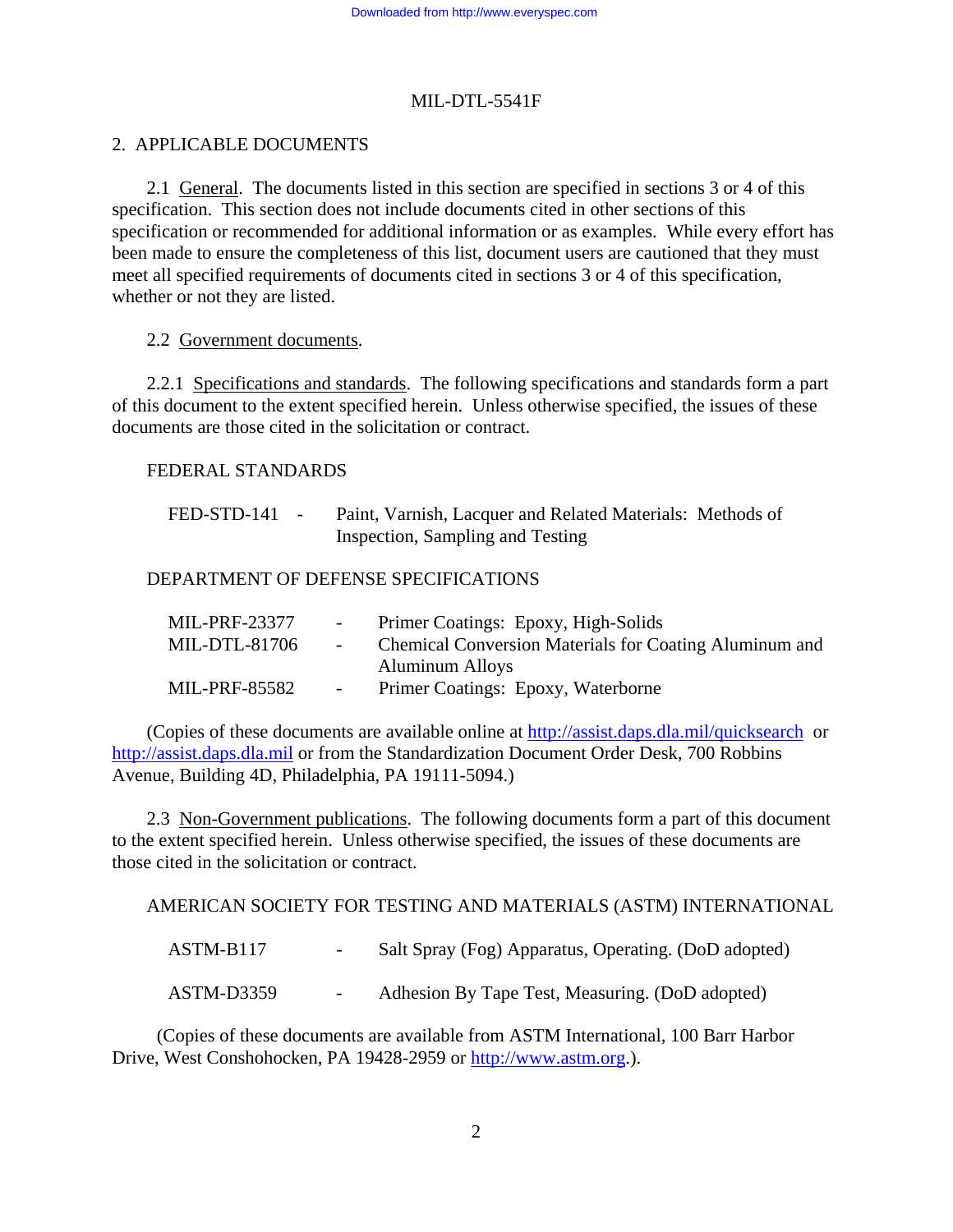## 2. APPLICABLE DOCUMENTS

2.1 General. The documents listed in this section are specified in sections 3 or 4 of this specification. This section does not include documents cited in other sections of this specification or recommended for additional information or as examples. While every effort has been made to ensure the completeness of this list, document users are cautioned that they must meet all specified requirements of documents cited in sections 3 or 4 of this specification, whether or not they are listed.

2.2 Government documents.

2.2.1 Specifications and standards. The following specifications and standards form a part of this document to the extent specified herein. Unless otherwise specified, the issues of these documents are those cited in the solicitation or contract.

FEDERAL STANDARDS

FED-STD-141 - Paint, Varnish, Lacquer and Related Materials: Methods of Inspection, Sampling and Testing

DEPARTMENT OF DEFENSE SPECIFICATIONS

MIL-PRF-23377 - Primer Coatings: Epoxy, High-Solids
MIL-DTL-81706 - Chemical Conversion Materials for Coating Aluminum and Aluminum Alloys
MIL-PRF-85582 - Primer Coatings: Epoxy, Waterborne

(Copies of these documents are available online at http://assist.daps.dla.mil/quicksearch or http://assist.daps.dla.mil or from the Standardization Document Order Desk, 700 Robbins Avenue, Building 4D, Philadelphia, PA 19111-5094.)

2.3 Non-Government publications. The following documents form a part of this document to the extent specified herein. Unless otherwise specified, the issues of these documents are those cited in the solicitation or contract.

AMERICAN SOCIETY FOR TESTING AND MATERIALS (ASTM) INTERNATIONAL

ASTM-B117 - Salt Spray (Fog) Apparatus, Operating. (DoD adopted)

ASTM-D3359 - Adhesion By Tape Test, Measuring. (DoD adopted)

(Copies of these documents are available from ASTM International, 100 Barr Harbor Drive, West Conshohocken, PA 19428-2959 or http://www.astm.org.).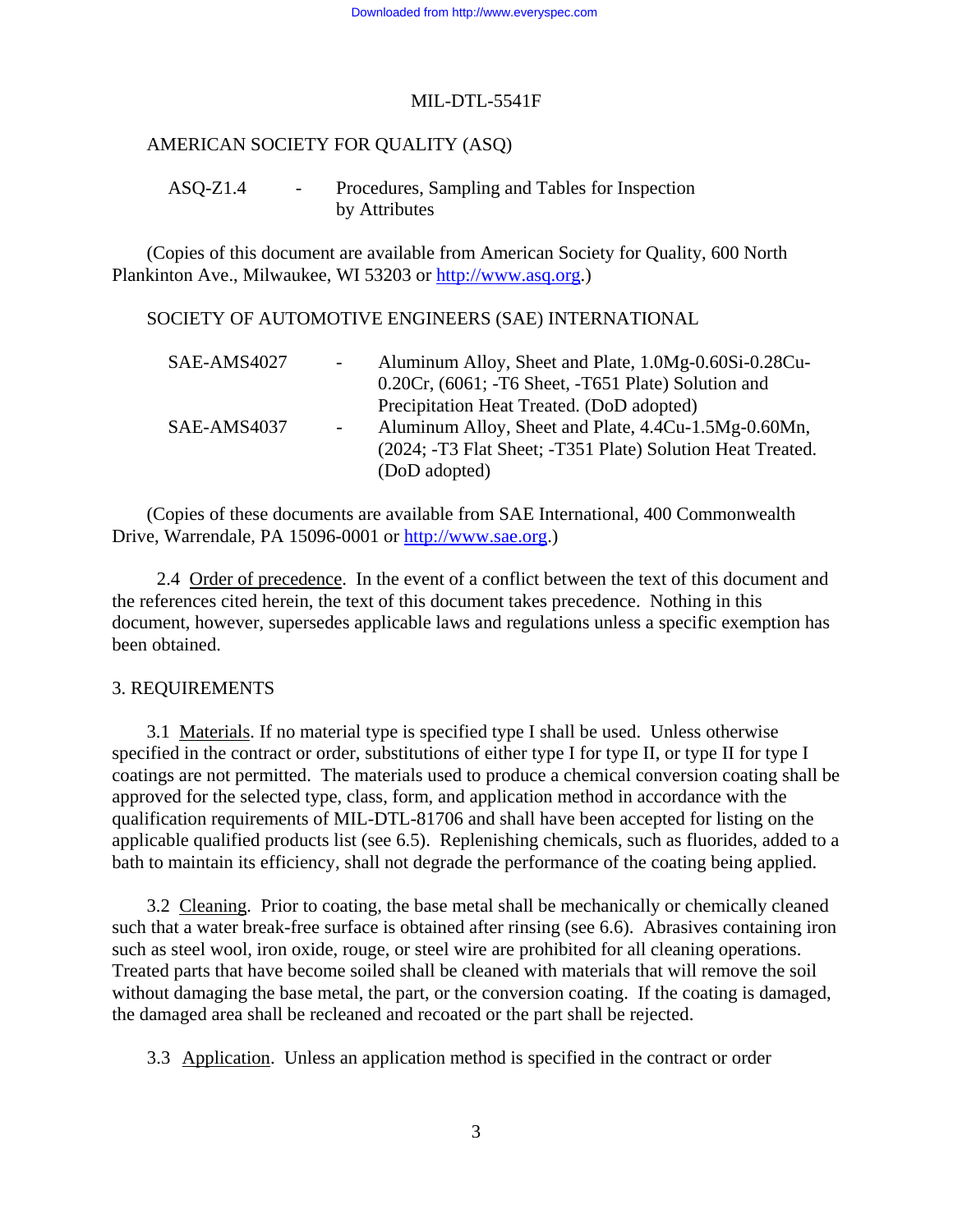AMERICAN SOCIETY FOR QUALITY (ASQ)

ASQ-Z1.4 - Procedures, Sampling and Tables for Inspection by Attributes

(Copies of this document are available from American Society for Quality, 600 North Plankinton Ave., Milwaukee, WI 53203 or http://www.asq.org.)

SOCIETY OF AUTOMOTIVE ENGINEERS (SAE) INTERNATIONAL

SAE-AMS4027 - Aluminum Alloy, Sheet and Plate, 1.0Mg-0.60Si-0.28Cu-0.20Cr, (6061; -T6 Sheet, -T651 Plate) Solution and Precipitation Heat Treated. (DoD adopted)

SAE-AMS4037 - Aluminum Alloy, Sheet and Plate, 4.4Cu-1.5Mg-0.60Mn, (2024; -T3 Flat Sheet; -T351 Plate) Solution Heat Treated. (DoD adopted)

(Copies of these documents are available from SAE International, 400 Commonwealth Drive, Warrendale, PA 15096-0001 or http://www.sae.org.)

2.4 Order of precedence. In the event of a conflict between the text of this document and the references cited herein, the text of this document takes precedence. Nothing in this document, however, supersedes applicable laws and regulations unless a specific exemption has been obtained.

## 3. REQUIREMENTS

3.1 Materials. If no material type is specified type I shall be used. Unless otherwise specified in the contract or order, substitutions of either type I for type II, or type II for type I coatings are not permitted. The materials used to produce a chemical conversion coating shall be approved for the selected type, class, form, and application method in accordance with the qualification requirements of MIL-DTL-81706 and shall have been accepted for listing on the applicable qualified products list (see 6.5). Replenishing chemicals, such as fluorides, added to a bath to maintain its efficiency, shall not degrade the performance of the coating being applied.

3.2 Cleaning. Prior to coating, the base metal shall be mechanically or chemically cleaned such that a water break-free surface is obtained after rinsing (see 6.6). Abrasives containing iron such as steel wool, iron oxide, rouge, or steel wire are prohibited for all cleaning operations. Treated parts that have become soiled shall be cleaned with materials that will remove the soil without damaging the base metal, the part, or the conversion coating. If the coating is damaged, the damaged area shall be recleaned and recoated or the part shall be rejected.

3.3 Application. Unless an application method is specified in the contract or order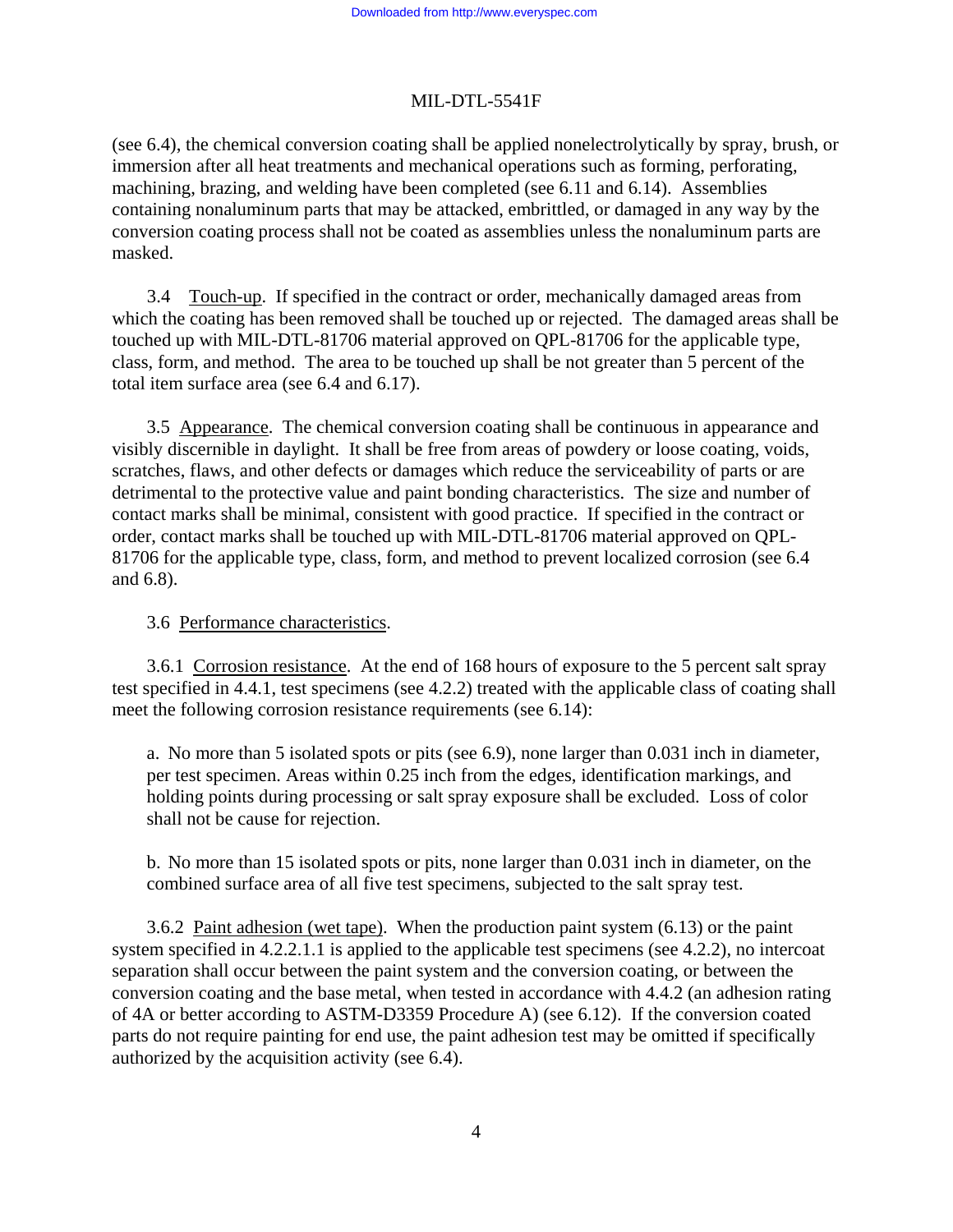(see 6.4), the chemical conversion coating shall be applied nonelectrolytically by spray, brush, or immersion after all heat treatments and mechanical operations such as forming, perforating, machining, brazing, and welding have been completed (see 6.11 and 6.14). Assemblies containing nonaluminum parts that may be attacked, embrittled, or damaged in any way by the conversion coating process shall not be coated as assemblies unless the nonaluminum parts are masked.

3.4 Touch-up. If specified in the contract or order, mechanically damaged areas from which the coating has been removed shall be touched up or rejected. The damaged areas shall be touched up with MIL-DTL-81706 material approved on QPL-81706 for the applicable type, class, form, and method. The area to be touched up shall be not greater than 5 percent of the total item surface area (see 6.4 and 6.17).

3.5 Appearance. The chemical conversion coating shall be continuous in appearance and visibly discernible in daylight. It shall be free from areas of powdery or loose coating, voids, scratches, flaws, and other defects or damages which reduce the serviceability of parts or are detrimental to the protective value and paint bonding characteristics. The size and number of contact marks shall be minimal, consistent with good practice. If specified in the contract or order, contact marks shall be touched up with MIL-DTL-81706 material approved on QPL-81706 for the applicable type, class, form, and method to prevent localized corrosion (see 6.4 and 6.8).

3.6 Performance characteristics.

3.6.1 Corrosion resistance. At the end of 168 hours of exposure to the 5 percent salt spray test specified in 4.4.1, test specimens (see 4.2.2) treated with the applicable class of coating shall meet the following corrosion resistance requirements (see 6.14):

a. No more than 5 isolated spots or pits (see 6.9), none larger than 0.031 inch in diameter, per test specimen. Areas within 0.25 inch from the edges, identification markings, and holding points during processing or salt spray exposure shall be excluded. Loss of color shall not be cause for rejection.

b. No more than 15 isolated spots or pits, none larger than 0.031 inch in diameter, on the combined surface area of all five test specimens, subjected to the salt spray test.

3.6.2 Paint adhesion (wet tape). When the production paint system (6.13) or the paint system specified in 4.2.2.1.1 is applied to the applicable test specimens (see 4.2.2), no intercoat separation shall occur between the paint system and the conversion coating, or between the conversion coating and the base metal, when tested in accordance with 4.4.2 (an adhesion rating of 4A or better according to ASTM-D3359 Procedure A) (see 6.12). If the conversion coated parts do not require painting for end use, the paint adhesion test may be omitted if specifically authorized by the acquisition activity (see 6.4).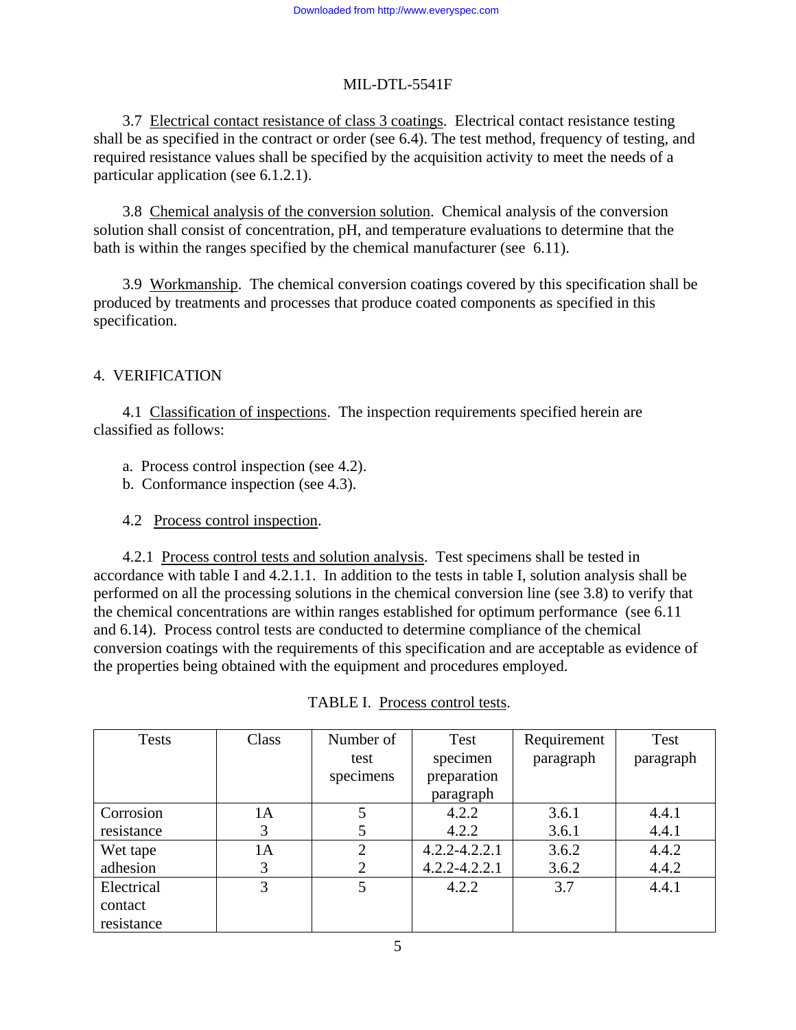3.7 Electrical contact resistance of class 3 coatings. Electrical contact resistance testing shall be as specified in the contract or order (see 6.4). The test method, frequency of testing, and required resistance values shall be specified by the acquisition activity to meet the needs of a particular application (see 6.1.2.1).

3.8 Chemical analysis of the conversion solution. Chemical analysis of the conversion solution shall consist of concentration, pH, and temperature evaluations to determine that the bath is within the ranges specified by the chemical manufacturer (see 6.11).

3.9 Workmanship. The chemical conversion coatings covered by this specification shall be produced by treatments and processes that produce coated components as specified in this specification.

## 4. VERIFICATION

4.1 Classification of inspections. The inspection requirements specified herein are classified as follows:

a. Process control inspection (see 4.2).
b. Conformance inspection (see 4.3).

4.2 Process control inspection.

4.2.1 Process control tests and solution analysis. Test specimens shall be tested in accordance with table I and 4.2.1.1. In addition to the tests in table I, solution analysis shall be performed on all the processing solutions in the chemical conversion line (see 3.8) to verify that the chemical concentrations are within ranges established for optimum performance (see 6.11 and 6.14). Process control tests are conducted to determine compliance of the chemical conversion coatings with the requirements of this specification and are acceptable as evidence of the properties being obtained with the equipment and procedures employed.

TABLE I. Process control tests.

| Tests | Class | Number of test specimens | Test specimen preparation paragraph | Requirement paragraph | Test paragraph |
|---|---|---|---|---|---|
| Corrosion resistance | 1A | 5 | 4.2.2 | 3.6.1 | 4.4.1 |
| | 3 | 5 | 4.2.2 | 3.6.1 | 4.4.1 |
| Wet tape adhesion | 1A | 2 | 4.2.2-4.2.2.1 | 3.6.2 | 4.4.2 |
| | 3 | 2 | 4.2.2-4.2.2.1 | 3.6.2 | 4.4.2 |
| Electrical contact resistance | 3 | 5 | 4.2.2 | 3.7 | 4.4.1 |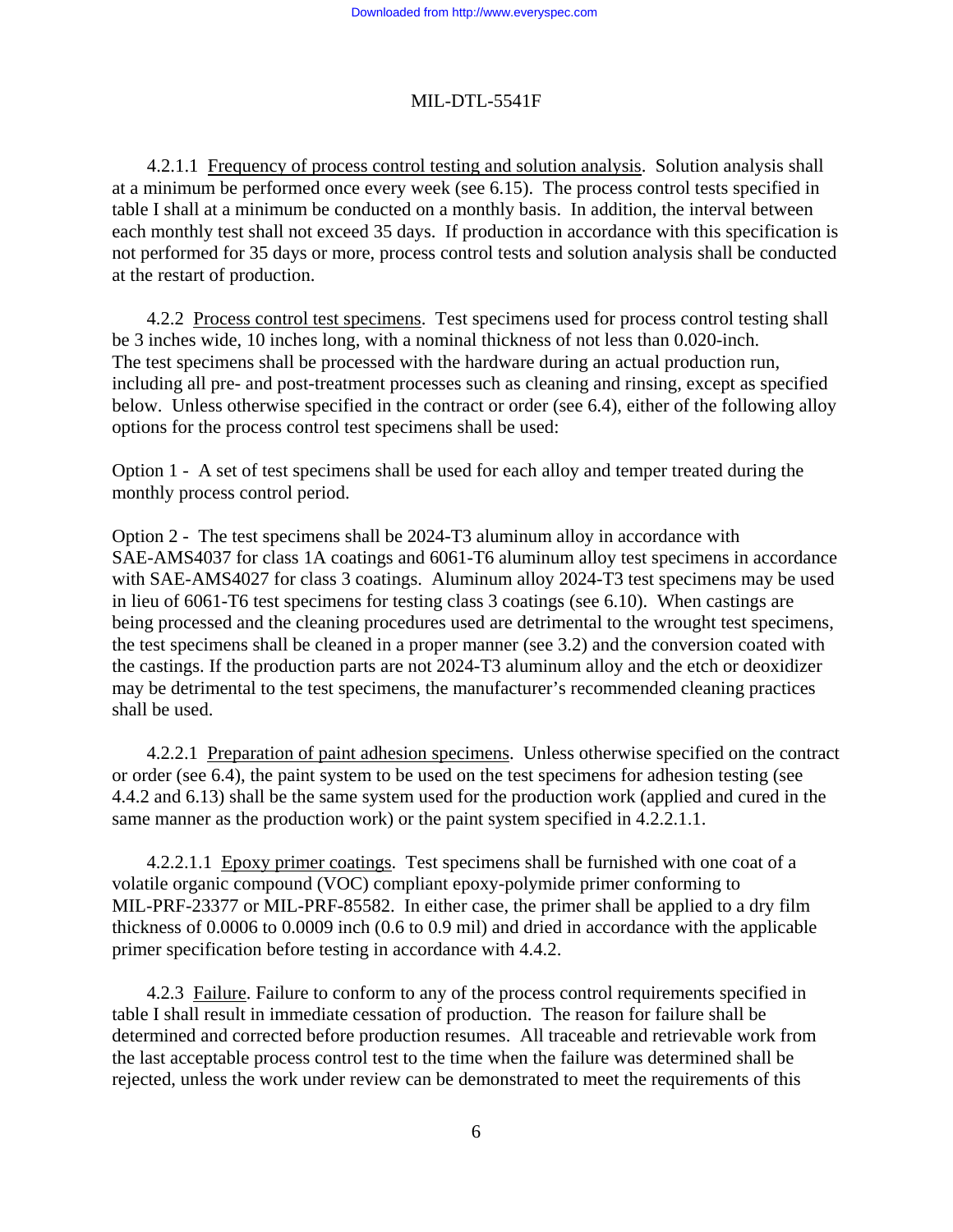4.2.1.1 Frequency of process control testing and solution analysis. Solution analysis shall at a minimum be performed once every week (see 6.15). The process control tests specified in table I shall at a minimum be conducted on a monthly basis. In addition, the interval between each monthly test shall not exceed 35 days. If production in accordance with this specification is not performed for 35 days or more, process control tests and solution analysis shall be conducted at the restart of production.

4.2.2 Process control test specimens. Test specimens used for process control testing shall be 3 inches wide, 10 inches long, with a nominal thickness of not less than 0.020-inch. The test specimens shall be processed with the hardware during an actual production run, including all pre- and post-treatment processes such as cleaning and rinsing, except as specified below. Unless otherwise specified in the contract or order (see 6.4), either of the following alloy options for the process control test specimens shall be used:

Option 1 - A set of test specimens shall be used for each alloy and temper treated during the monthly process control period.

Option 2 - The test specimens shall be 2024-T3 aluminum alloy in accordance with SAE-AMS4037 for class 1A coatings and 6061-T6 aluminum alloy test specimens in accordance with SAE-AMS4027 for class 3 coatings. Aluminum alloy 2024-T3 test specimens may be used in lieu of 6061-T6 test specimens for testing class 3 coatings (see 6.10). When castings are being processed and the cleaning procedures used are detrimental to the wrought test specimens, the test specimens shall be cleaned in a proper manner (see 3.2) and the conversion coated with the castings. If the production parts are not 2024-T3 aluminum alloy and the etch or deoxidizer may be detrimental to the test specimens, the manufacturer's recommended cleaning practices shall be used.

4.2.2.1 Preparation of paint adhesion specimens. Unless otherwise specified on the contract or order (see 6.4), the paint system to be used on the test specimens for adhesion testing (see 4.4.2 and 6.13) shall be the same system used for the production work (applied and cured in the same manner as the production work) or the paint system specified in 4.2.2.1.1.

4.2.2.1.1 Epoxy primer coatings. Test specimens shall be furnished with one coat of a volatile organic compound (VOC) compliant epoxy-polymide primer conforming to MIL-PRF-23377 or MIL-PRF-85582. In either case, the primer shall be applied to a dry film thickness of 0.0006 to 0.0009 inch (0.6 to 0.9 mil) and dried in accordance with the applicable primer specification before testing in accordance with 4.4.2.

4.2.3 Failure. Failure to conform to any of the process control requirements specified in table I shall result in immediate cessation of production. The reason for failure shall be determined and corrected before production resumes. All traceable and retrievable work from the last acceptable process control test to the time when the failure was determined shall be rejected, unless the work under review can be demonstrated to meet the requirements of this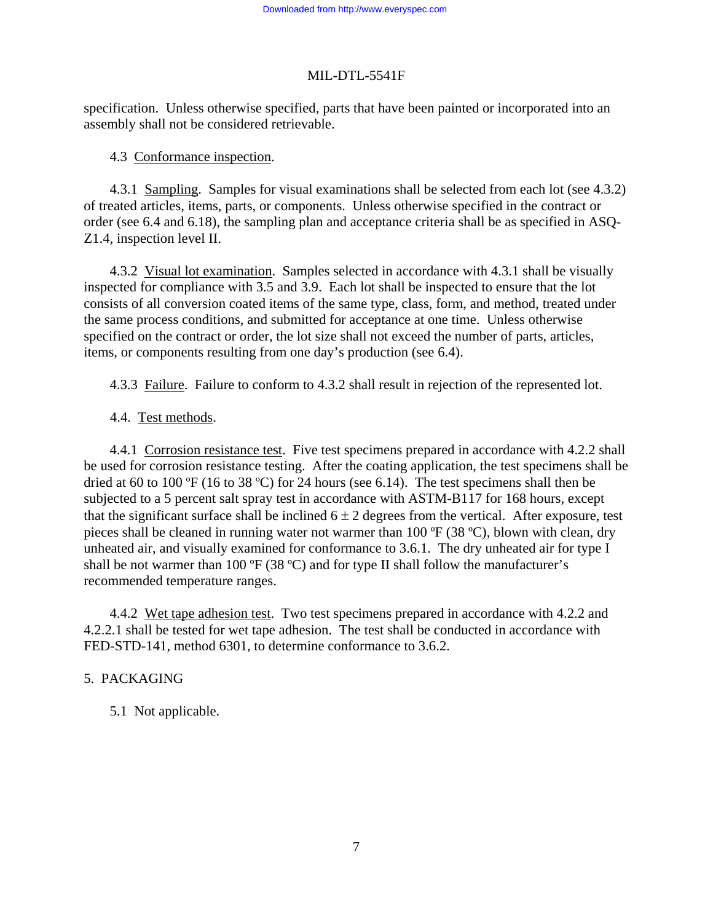specification. Unless otherwise specified, parts that have been painted or incorporated into an assembly shall not be considered retrievable.

4.3 Conformance inspection.

4.3.1 Sampling. Samples for visual examinations shall be selected from each lot (see 4.3.2) of treated articles, items, parts, or components. Unless otherwise specified in the contract or order (see 6.4 and 6.18), the sampling plan and acceptance criteria shall be as specified in ASQ-Z1.4, inspection level II.

4.3.2 Visual lot examination. Samples selected in accordance with 4.3.1 shall be visually inspected for compliance with 3.5 and 3.9. Each lot shall be inspected to ensure that the lot consists of all conversion coated items of the same type, class, form, and method, treated under the same process conditions, and submitted for acceptance at one time. Unless otherwise specified on the contract or order, the lot size shall not exceed the number of parts, articles, items, or components resulting from one day's production (see 6.4).

4.3.3 Failure. Failure to conform to 4.3.2 shall result in rejection of the represented lot.

4.4. Test methods.

4.4.1 Corrosion resistance test. Five test specimens prepared in accordance with 4.2.2 shall be used for corrosion resistance testing. After the coating application, the test specimens shall be dried at 60 to 100 ºF (16 to 38 ºC) for 24 hours (see 6.14). The test specimens shall then be subjected to a 5 percent salt spray test in accordance with ASTM-B117 for 168 hours, except that the significant surface shall be inclined $6 \pm 2$ degrees from the vertical. After exposure, test pieces shall be cleaned in running water not warmer than 100 ºF (38 ºC), blown with clean, dry unheated air, and visually examined for conformance to 3.6.1. The dry unheated air for type I shall be not warmer than 100 ºF (38 ºC) and for type II shall follow the manufacturer's recommended temperature ranges.

4.4.2 Wet tape adhesion test. Two test specimens prepared in accordance with 4.2.2 and 4.2.2.1 shall be tested for wet tape adhesion. The test shall be conducted in accordance with FED-STD-141, method 6301, to determine conformance to 3.6.2.

## 5. PACKAGING

5.1 Not applicable.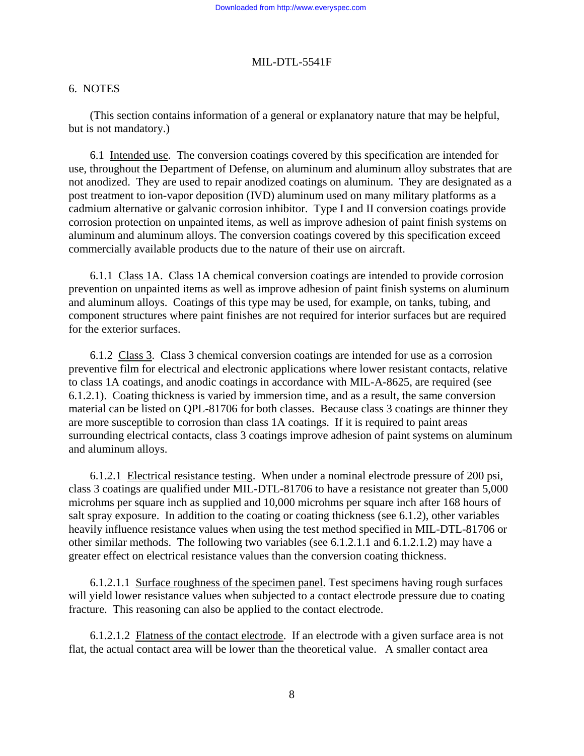## 6. NOTES

(This section contains information of a general or explanatory nature that may be helpful, but is not mandatory.)

6.1 Intended use. The conversion coatings covered by this specification are intended for use, throughout the Department of Defense, on aluminum and aluminum alloy substrates that are not anodized. They are used to repair anodized coatings on aluminum. They are designated as a post treatment to ion-vapor deposition (IVD) aluminum used on many military platforms as a cadmium alternative or galvanic corrosion inhibitor. Type I and II conversion coatings provide corrosion protection on unpainted items, as well as improve adhesion of paint finish systems on aluminum and aluminum alloys. The conversion coatings covered by this specification exceed commercially available products due to the nature of their use on aircraft.

6.1.1 Class 1A. Class 1A chemical conversion coatings are intended to provide corrosion prevention on unpainted items as well as improve adhesion of paint finish systems on aluminum and aluminum alloys. Coatings of this type may be used, for example, on tanks, tubing, and component structures where paint finishes are not required for interior surfaces but are required for the exterior surfaces.

6.1.2 Class 3. Class 3 chemical conversion coatings are intended for use as a corrosion preventive film for electrical and electronic applications where lower resistant contacts, relative to class 1A coatings, and anodic coatings in accordance with MIL-A-8625, are required (see 6.1.2.1). Coating thickness is varied by immersion time, and as a result, the same conversion material can be listed on QPL-81706 for both classes. Because class 3 coatings are thinner they are more susceptible to corrosion than class 1A coatings. If it is required to paint areas surrounding electrical contacts, class 3 coatings improve adhesion of paint systems on aluminum and aluminum alloys.

6.1.2.1 Electrical resistance testing. When under a nominal electrode pressure of 200 psi, class 3 coatings are qualified under MIL-DTL-81706 to have a resistance not greater than 5,000 microhms per square inch as supplied and 10,000 microhms per square inch after 168 hours of salt spray exposure. In addition to the coating or coating thickness (see 6.1.2), other variables heavily influence resistance values when using the test method specified in MIL-DTL-81706 or other similar methods. The following two variables (see 6.1.2.1.1 and 6.1.2.1.2) may have a greater effect on electrical resistance values than the conversion coating thickness.

6.1.2.1.1 Surface roughness of the specimen panel. Test specimens having rough surfaces will yield lower resistance values when subjected to a contact electrode pressure due to coating fracture. This reasoning can also be applied to the contact electrode.

6.1.2.1.2 Flatness of the contact electrode. If an electrode with a given surface area is not flat, the actual contact area will be lower than the theoretical value. A smaller contact area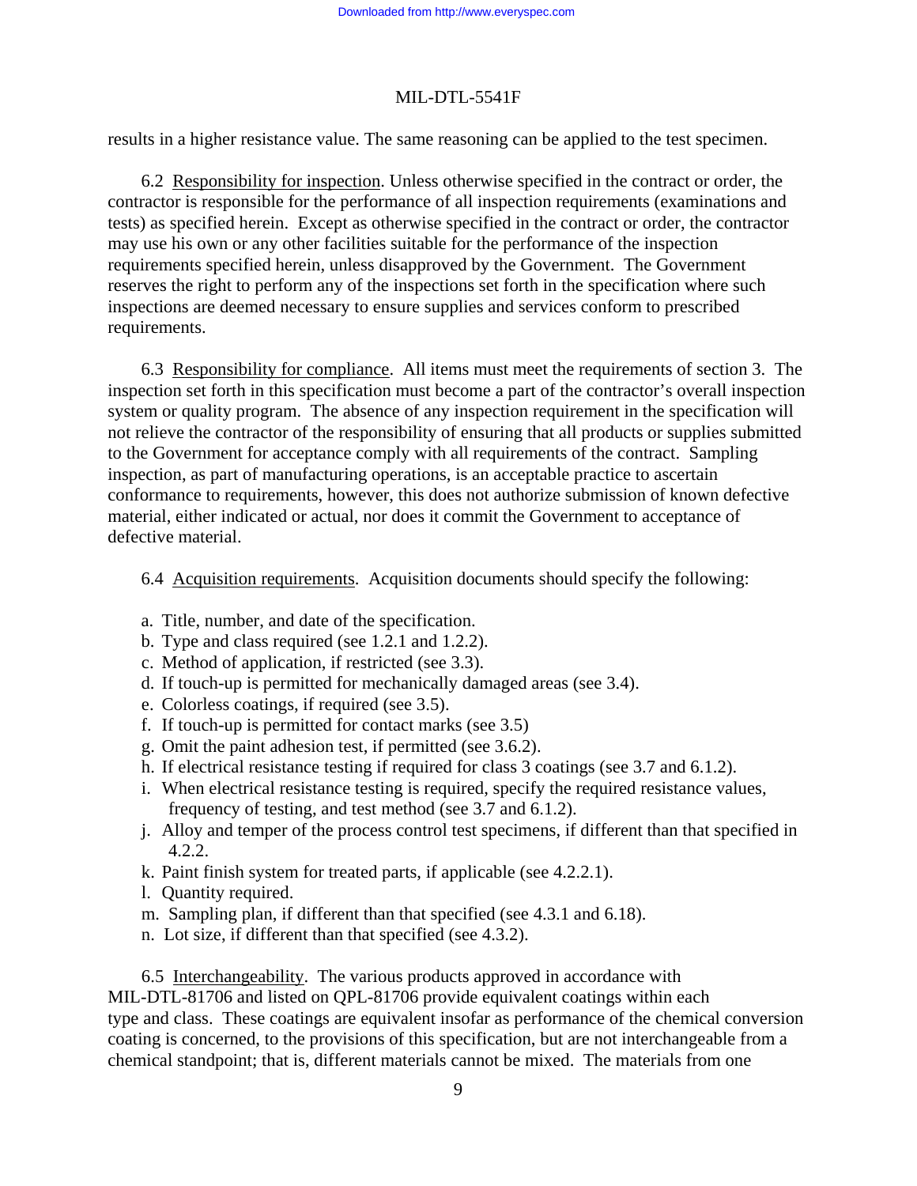results in a higher resistance value. The same reasoning can be applied to the test specimen.

6.2 Responsibility for inspection. Unless otherwise specified in the contract or order, the contractor is responsible for the performance of all inspection requirements (examinations and tests) as specified herein. Except as otherwise specified in the contract or order, the contractor may use his own or any other facilities suitable for the performance of the inspection requirements specified herein, unless disapproved by the Government. The Government reserves the right to perform any of the inspections set forth in the specification where such inspections are deemed necessary to ensure supplies and services conform to prescribed requirements.

6.3 Responsibility for compliance. All items must meet the requirements of section 3. The inspection set forth in this specification must become a part of the contractor's overall inspection system or quality program. The absence of any inspection requirement in the specification will not relieve the contractor of the responsibility of ensuring that all products or supplies submitted to the Government for acceptance comply with all requirements of the contract. Sampling inspection, as part of manufacturing operations, is an acceptable practice to ascertain conformance to requirements, however, this does not authorize submission of known defective material, either indicated or actual, nor does it commit the Government to acceptance of defective material.

6.4 Acquisition requirements. Acquisition documents should specify the following:

a. Title, number, and date of the specification.
b. Type and class required (see 1.2.1 and 1.2.2).
c. Method of application, if restricted (see 3.3).
d. If touch-up is permitted for mechanically damaged areas (see 3.4).
e. Colorless coatings, if required (see 3.5).
f. If touch-up is permitted for contact marks (see 3.5)
g. Omit the paint adhesion test, if permitted (see 3.6.2).
h. If electrical resistance testing if required for class 3 coatings (see 3.7 and 6.1.2).
i. When electrical resistance testing is required, specify the required resistance values, frequency of testing, and test method (see 3.7 and 6.1.2).
j. Alloy and temper of the process control test specimens, if different than that specified in 4.2.2.
k. Paint finish system for treated parts, if applicable (see 4.2.2.1).
l. Quantity required.
m. Sampling plan, if different than that specified (see 4.3.1 and 6.18).
n. Lot size, if different than that specified (see 4.3.2).

6.5 Interchangeability. The various products approved in accordance with MIL-DTL-81706 and listed on QPL-81706 provide equivalent coatings within each type and class. These coatings are equivalent insofar as performance of the chemical conversion coating is concerned, to the provisions of this specification, but are not interchangeable from a chemical standpoint; that is, different materials cannot be mixed. The materials from one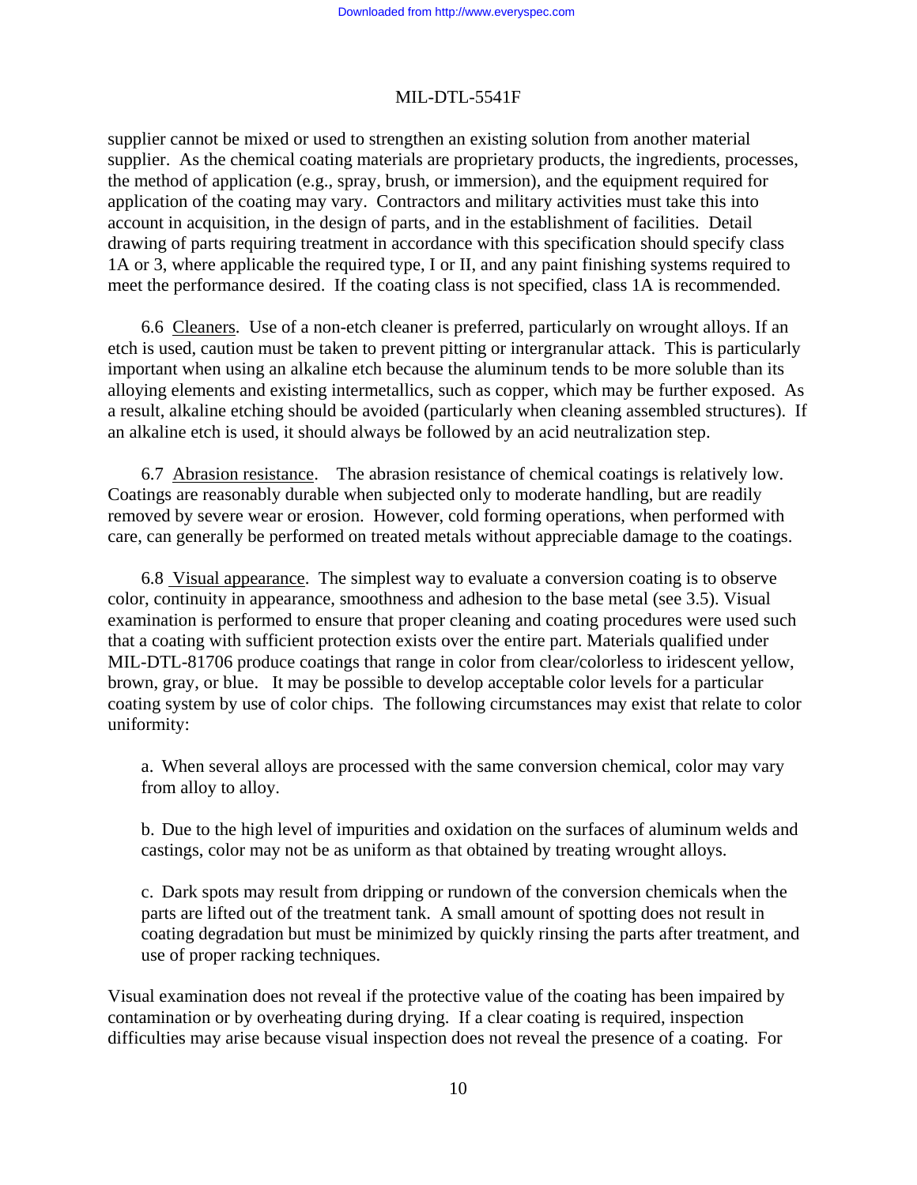supplier cannot be mixed or used to strengthen an existing solution from another material supplier. As the chemical coating materials are proprietary products, the ingredients, processes, the method of application (e.g., spray, brush, or immersion), and the equipment required for application of the coating may vary. Contractors and military activities must take this into account in acquisition, in the design of parts, and in the establishment of facilities. Detail drawing of parts requiring treatment in accordance with this specification should specify class 1A or 3, where applicable the required type, I or II, and any paint finishing systems required to meet the performance desired. If the coating class is not specified, class 1A is recommended.

6.6 Cleaners. Use of a non-etch cleaner is preferred, particularly on wrought alloys. If an etch is used, caution must be taken to prevent pitting or intergranular attack. This is particularly important when using an alkaline etch because the aluminum tends to be more soluble than its alloying elements and existing intermetallics, such as copper, which may be further exposed. As a result, alkaline etching should be avoided (particularly when cleaning assembled structures). If an alkaline etch is used, it should always be followed by an acid neutralization step.

6.7 Abrasion resistance. The abrasion resistance of chemical coatings is relatively low. Coatings are reasonably durable when subjected only to moderate handling, but are readily removed by severe wear or erosion. However, cold forming operations, when performed with care, can generally be performed on treated metals without appreciable damage to the coatings.

6.8 Visual appearance. The simplest way to evaluate a conversion coating is to observe color, continuity in appearance, smoothness and adhesion to the base metal (see 3.5). Visual examination is performed to ensure that proper cleaning and coating procedures were used such that a coating with sufficient protection exists over the entire part. Materials qualified under MIL-DTL-81706 produce coatings that range in color from clear/colorless to iridescent yellow, brown, gray, or blue. It may be possible to develop acceptable color levels for a particular coating system by use of color chips. The following circumstances may exist that relate to color uniformity:

a. When several alloys are processed with the same conversion chemical, color may vary from alloy to alloy.

b. Due to the high level of impurities and oxidation on the surfaces of aluminum welds and castings, color may not be as uniform as that obtained by treating wrought alloys.

c. Dark spots may result from dripping or rundown of the conversion chemicals when the parts are lifted out of the treatment tank. A small amount of spotting does not result in coating degradation but must be minimized by quickly rinsing the parts after treatment, and use of proper racking techniques.

Visual examination does not reveal if the protective value of the coating has been impaired by contamination or by overheating during drying. If a clear coating is required, inspection difficulties may arise because visual inspection does not reveal the presence of a coating. For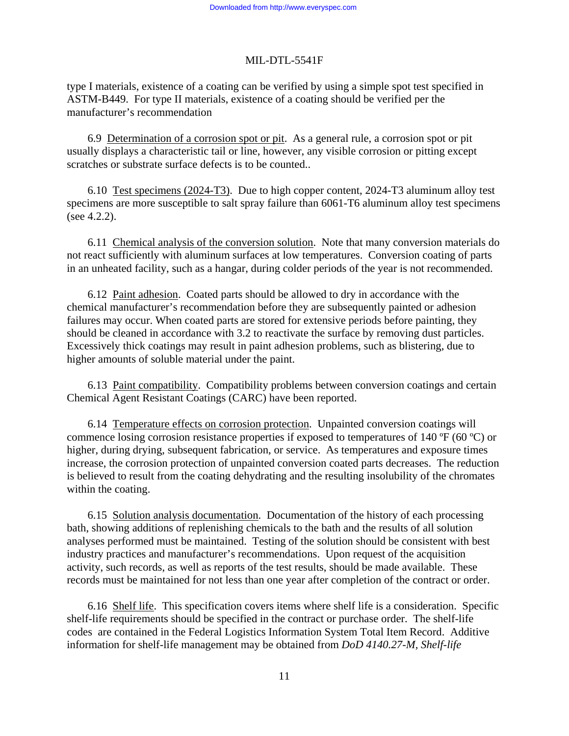type I materials, existence of a coating can be verified by using a simple spot test specified in ASTM-B449. For type II materials, existence of a coating should be verified per the manufacturer's recommendation

6.9 Determination of a corrosion spot or pit. As a general rule, a corrosion spot or pit usually displays a characteristic tail or line, however, any visible corrosion or pitting except scratches or substrate surface defects is to be counted..

6.10 Test specimens (2024-T3). Due to high copper content, 2024-T3 aluminum alloy test specimens are more susceptible to salt spray failure than 6061-T6 aluminum alloy test specimens (see 4.2.2).

6.11 Chemical analysis of the conversion solution. Note that many conversion materials do not react sufficiently with aluminum surfaces at low temperatures. Conversion coating of parts in an unheated facility, such as a hangar, during colder periods of the year is not recommended.

6.12 Paint adhesion. Coated parts should be allowed to dry in accordance with the chemical manufacturer's recommendation before they are subsequently painted or adhesion failures may occur. When coated parts are stored for extensive periods before painting, they should be cleaned in accordance with 3.2 to reactivate the surface by removing dust particles. Excessively thick coatings may result in paint adhesion problems, such as blistering, due to higher amounts of soluble material under the paint.

6.13 Paint compatibility. Compatibility problems between conversion coatings and certain Chemical Agent Resistant Coatings (CARC) have been reported.

6.14 Temperature effects on corrosion protection. Unpainted conversion coatings will commence losing corrosion resistance properties if exposed to temperatures of 140 ºF (60 ºC) or higher, during drying, subsequent fabrication, or service. As temperatures and exposure times increase, the corrosion protection of unpainted conversion coated parts decreases. The reduction is believed to result from the coating dehydrating and the resulting insolubility of the chromates within the coating.

6.15 Solution analysis documentation. Documentation of the history of each processing bath, showing additions of replenishing chemicals to the bath and the results of all solution analyses performed must be maintained. Testing of the solution should be consistent with best industry practices and manufacturer's recommendations. Upon request of the acquisition activity, such records, as well as reports of the test results, should be made available. These records must be maintained for not less than one year after completion of the contract or order.

6.16 Shelf life. This specification covers items where shelf life is a consideration. Specific shelf-life requirements should be specified in the contract or purchase order. The shelf-life codes are contained in the Federal Logistics Information System Total Item Record. Additive information for shelf-life management may be obtained from *DoD 4140.27-M, Shelf-life*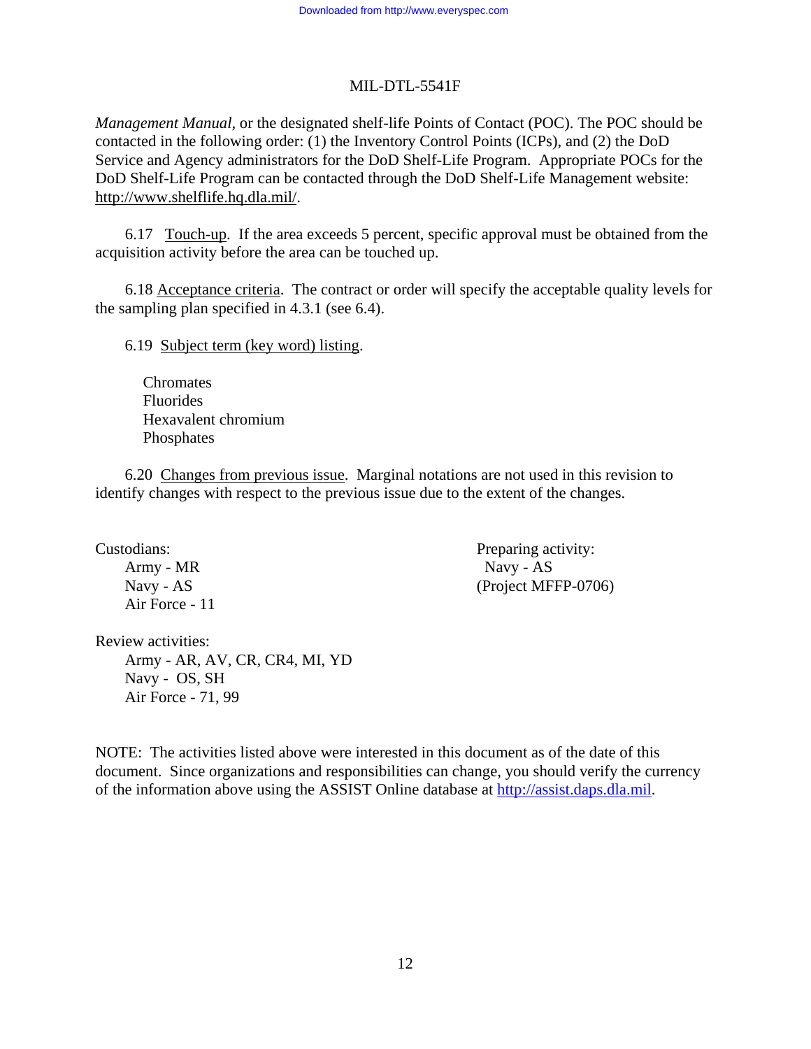*Management Manual*, or the designated shelf-life Points of Contact (POC). The POC should be contacted in the following order: (1) the Inventory Control Points (ICPs), and (2) the DoD Service and Agency administrators for the DoD Shelf-Life Program. Appropriate POCs for the DoD Shelf-Life Program can be contacted through the DoD Shelf-Life Management website: http://www.shelflife.hq.dla.mil/.

6.17 Touch-up. If the area exceeds 5 percent, specific approval must be obtained from the acquisition activity before the area can be touched up.

6.18 Acceptance criteria. The contract or order will specify the acceptable quality levels for the sampling plan specified in 4.3.1 (see 6.4).

6.19 Subject term (key word) listing.

Chromates
Fluorides
Hexavalent chromium
Phosphates

6.20 Changes from previous issue. Marginal notations are not used in this revision to identify changes with respect to the previous issue due to the extent of the changes.

Custodians:
Army - MR
Navy - AS
Air Force - 11

Preparing activity:
Navy - AS
(Project MFFP-0706)

Review activities:
Army - AR, AV, CR, CR4, MI, YD
Navy - OS, SH
Air Force - 71, 99

NOTE: The activities listed above were interested in this document as of the date of this document. Since organizations and responsibilities can change, you should verify the currency of the information above using the ASSIST Online database at http://assist.daps.dla.mil.